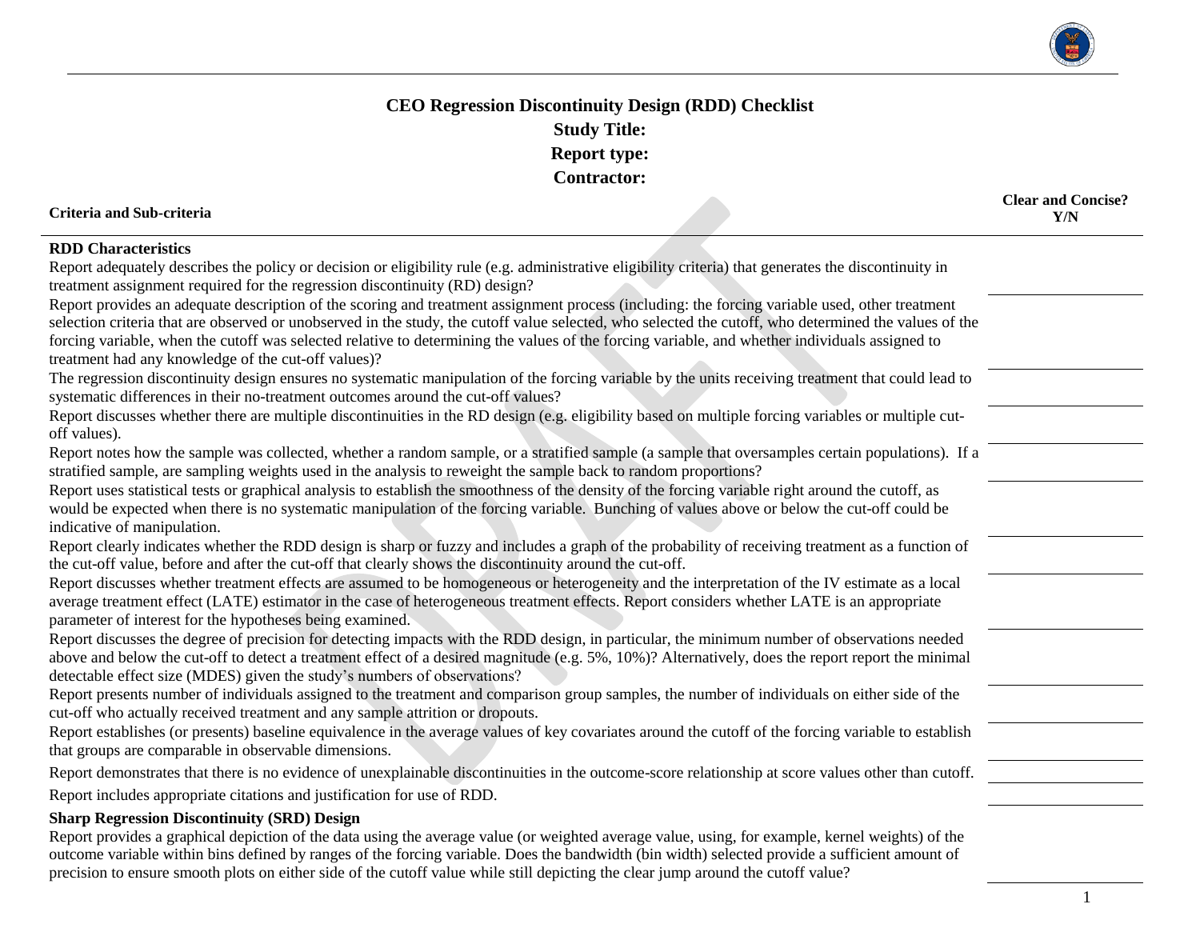# CEO Regression Discontinuity Design (RDD) Checklist

**Study Title:**

**Report type:**

**Contractor:**

| Criteria and Sub-criteria | Clear and Concise? Y/N |
|---|---|
| **RDD Characteristics** | |
| Report adequately describes the policy or decision or eligibility rule (e.g. administrative eligibility criteria) that generates the discontinuity in treatment assignment required for the regression discontinuity (RD) design? | |
| Report provides an adequate description of the scoring and treatment assignment process (including: the forcing variable used, other treatment selection criteria that are observed or unobserved in the study, the cutoff value selected, who selected the cutoff, who determined the values of the forcing variable, when the cutoff was selected relative to determining the values of the forcing variable, and whether individuals assigned to treatment had any knowledge of the cut-off values)? | |
| The regression discontinuity design ensures no systematic manipulation of the forcing variable by the units receiving treatment that could lead to systematic differences in their no-treatment outcomes around the cut-off values? | |
| Report discusses whether there are multiple discontinuities in the RD design (e.g. eligibility based on multiple forcing variables or multiple cut-off values). | |
| Report notes how the sample was collected, whether a random sample, or a stratified sample (a sample that oversamples certain populations). If a stratified sample, are sampling weights used in the analysis to reweight the sample back to random proportions? | |
| Report uses statistical tests or graphical analysis to establish the smoothness of the density of the forcing variable right around the cutoff, as would be expected when there is no systematic manipulation of the forcing variable. Bunching of values above or below the cut-off could be indicative of manipulation. | |
| Report clearly indicates whether the RDD design is sharp or fuzzy and includes a graph of the probability of receiving treatment as a function of the cut-off value, before and after the cut-off that clearly shows the discontinuity around the cut-off. | |
| Report discusses whether treatment effects are assumed to be homogeneous or heterogeneity and the interpretation of the IV estimate as a local average treatment effect (LATE) estimator in the case of heterogeneous treatment effects. Report considers whether LATE is an appropriate parameter of interest for the hypotheses being examined. | |
| Report discusses the degree of precision for detecting impacts with the RDD design, in particular, the minimum number of observations needed above and below the cut-off to detect a treatment effect of a desired magnitude (e.g. 5%, 10%)? Alternatively, does the report report the minimal detectable effect size (MDES) given the study's numbers of observations? | |
| Report presents number of individuals assigned to the treatment and comparison group samples, the number of individuals on either side of the cut-off who actually received treatment and any sample attrition or dropouts. | |
| Report establishes (or presents) baseline equivalence in the average values of key covariates around the cutoff of the forcing variable to establish that groups are comparable in observable dimensions. | |
| Report demonstrates that there is no evidence of unexplainable discontinuities in the outcome-score relationship at score values other than cutoff. | |
| Report includes appropriate citations and justification for use of RDD. | |
| **Sharp Regression Discontinuity (SRD) Design** | |
| Report provides a graphical depiction of the data using the average value (or weighted average value, using, for example, kernel weights) of the outcome variable within bins defined by ranges of the forcing variable. Does the bandwidth (bin width) selected provide a sufficient amount of precision to ensure smooth plots on either side of the cutoff value while still depicting the clear jump around the cutoff value? | |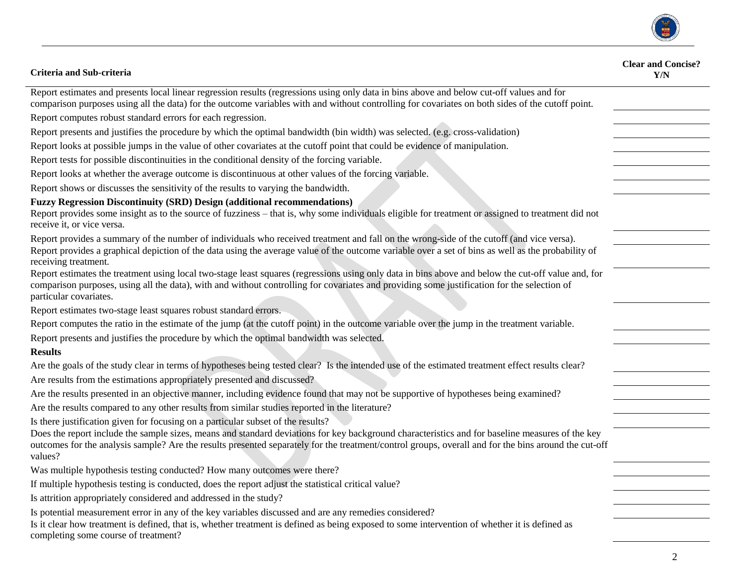| Criteria and Sub-criteria | Clear and Concise? Y/N |
|---|---|
| Report estimates and presents local linear regression results (regressions using only data in bins above and below cut-off values and for comparison purposes using all the data) for the outcome variables with and without controlling for covariates on both sides of the cutoff point. | |
| Report computes robust standard errors for each regression. | |
| Report presents and justifies the procedure by which the optimal bandwidth (bin width) was selected. (e.g. cross-validation) | |
| Report looks at possible jumps in the value of other covariates at the cutoff point that could be evidence of manipulation. | |
| Report tests for possible discontinuities in the conditional density of the forcing variable. | |
| Report looks at whether the average outcome is discontinuous at other values of the forcing variable. | |
| Report shows or discusses the sensitivity of the results to varying the bandwidth. | |
| **Fuzzy Regression Discontinuity (SRD) Design (additional recommendations)** | |
| Report provides some insight as to the source of fuzziness – that is, why some individuals eligible for treatment or assigned to treatment did not receive it, or vice versa. | |
| Report provides a summary of the number of individuals who received treatment and fall on the wrong-side of the cutoff (and vice versa). | |
| Report provides a graphical depiction of the data using the average value of the outcome variable over a set of bins as well as the probability of receiving treatment. | |
| Report estimates the treatment using local two-stage least squares (regressions using only data in bins above and below the cut-off value and, for comparison purposes, using all the data), with and without controlling for covariates and providing some justification for the selection of particular covariates. | |
| Report estimates two-stage least squares robust standard errors. | |
| Report computes the ratio in the estimate of the jump (at the cutoff point) in the outcome variable over the jump in the treatment variable. | |
| Report presents and justifies the procedure by which the optimal bandwidth was selected. | |
| **Results** | |
| Are the goals of the study clear in terms of hypotheses being tested clear? Is the intended use of the estimated treatment effect results clear? | |
| Are results from the estimations appropriately presented and discussed? | |
| Are the results presented in an objective manner, including evidence found that may not be supportive of hypotheses being examined? | |
| Are the results compared to any other results from similar studies reported in the literature? | |
| Is there justification given for focusing on a particular subset of the results? | |
| Does the report include the sample sizes, means and standard deviations for key background characteristics and for baseline measures of the key outcomes for the analysis sample? Are the results presented separately for the treatment/control groups, overall and for the bins around the cut-off values? | |
| Was multiple hypothesis testing conducted? How many outcomes were there? | |
| If multiple hypothesis testing is conducted, does the report adjust the statistical critical value? | |
| Is attrition appropriately considered and addressed in the study? | |
| Is potential measurement error in any of the key variables discussed and are any remedies considered? | |
| Is it clear how treatment is defined, that is, whether treatment is defined as being exposed to some intervention of whether it is defined as completing some course of treatment? | |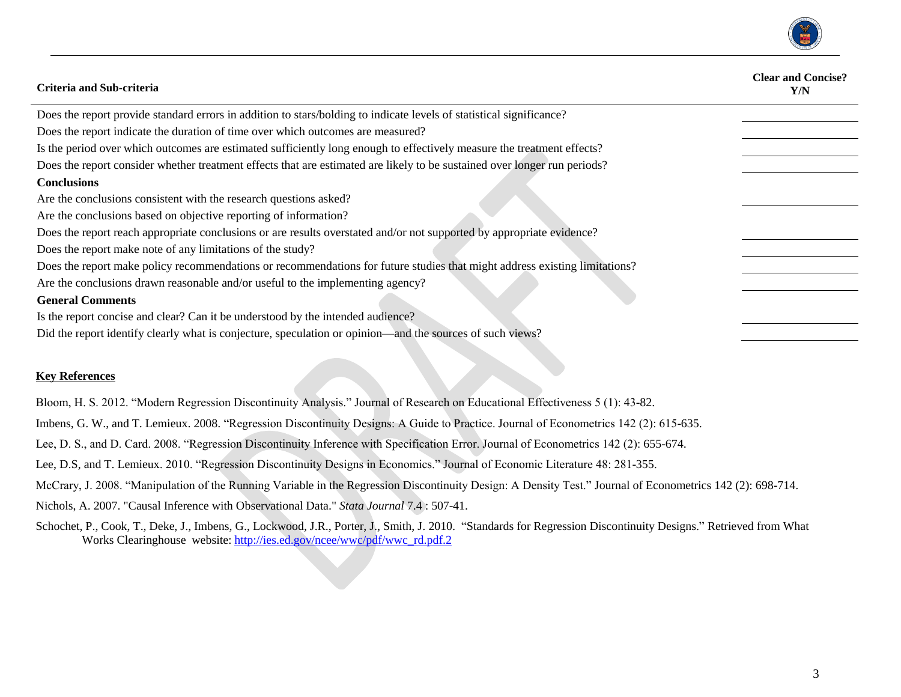| Criteria and Sub-criteria | Clear and Concise? Y/N |
| --- | --- |
| Does the report provide standard errors in addition to stars/bolding to indicate levels of statistical significance? | |
| Does the report indicate the duration of time over which outcomes are measured? | |
| Is the period over which outcomes are estimated sufficiently long enough to effectively measure the treatment effects? | |
| Does the report consider whether treatment effects that are estimated are likely to be sustained over longer run periods? | |
| **Conclusions** | |
| Are the conclusions consistent with the research questions asked? | |
| Are the conclusions based on objective reporting of information? | |
| Does the report reach appropriate conclusions or are results overstated and/or not supported by appropriate evidence? | |
| Does the report make note of any limitations of the study? | |
| Does the report make policy recommendations or recommendations for future studies that might address existing limitations? | |
| Are the conclusions drawn reasonable and/or useful to the implementing agency? | |
| **General Comments** | |
| Is the report concise and clear? Can it be understood by the intended audience? | |
| Did the report identify clearly what is conjecture, speculation or opinion—and the sources of such views? | |

## Key References

Bloom, H. S. 2012. "Modern Regression Discontinuity Analysis." Journal of Research on Educational Effectiveness 5 (1): 43-82.

Imbens, G. W., and T. Lemieux. 2008. "Regression Discontinuity Designs: A Guide to Practice. Journal of Econometrics 142 (2): 615-635.

Lee, D. S., and D. Card. 2008. "Regression Discontinuity Inference with Specification Error. Journal of Econometrics 142 (2): 655-674.

Lee, D.S, and T. Lemieux. 2010. "Regression Discontinuity Designs in Economics." Journal of Economic Literature 48: 281-355.

McCrary, J. 2008. "Manipulation of the Running Variable in the Regression Discontinuity Design: A Density Test." Journal of Econometrics 142 (2): 698-714.

Nichols, A. 2007. "Causal Inference with Observational Data." *Stata Journal* 7.4 : 507-41.

Schochet, P., Cook, T., Deke, J., Imbens, G., Lockwood, J.R., Porter, J., Smith, J. 2010. "Standards for Regression Discontinuity Designs." Retrieved from What Works Clearinghouse website: http://ies.ed.gov/ncee/wwc/pdf/wwc_rd.pdf.2